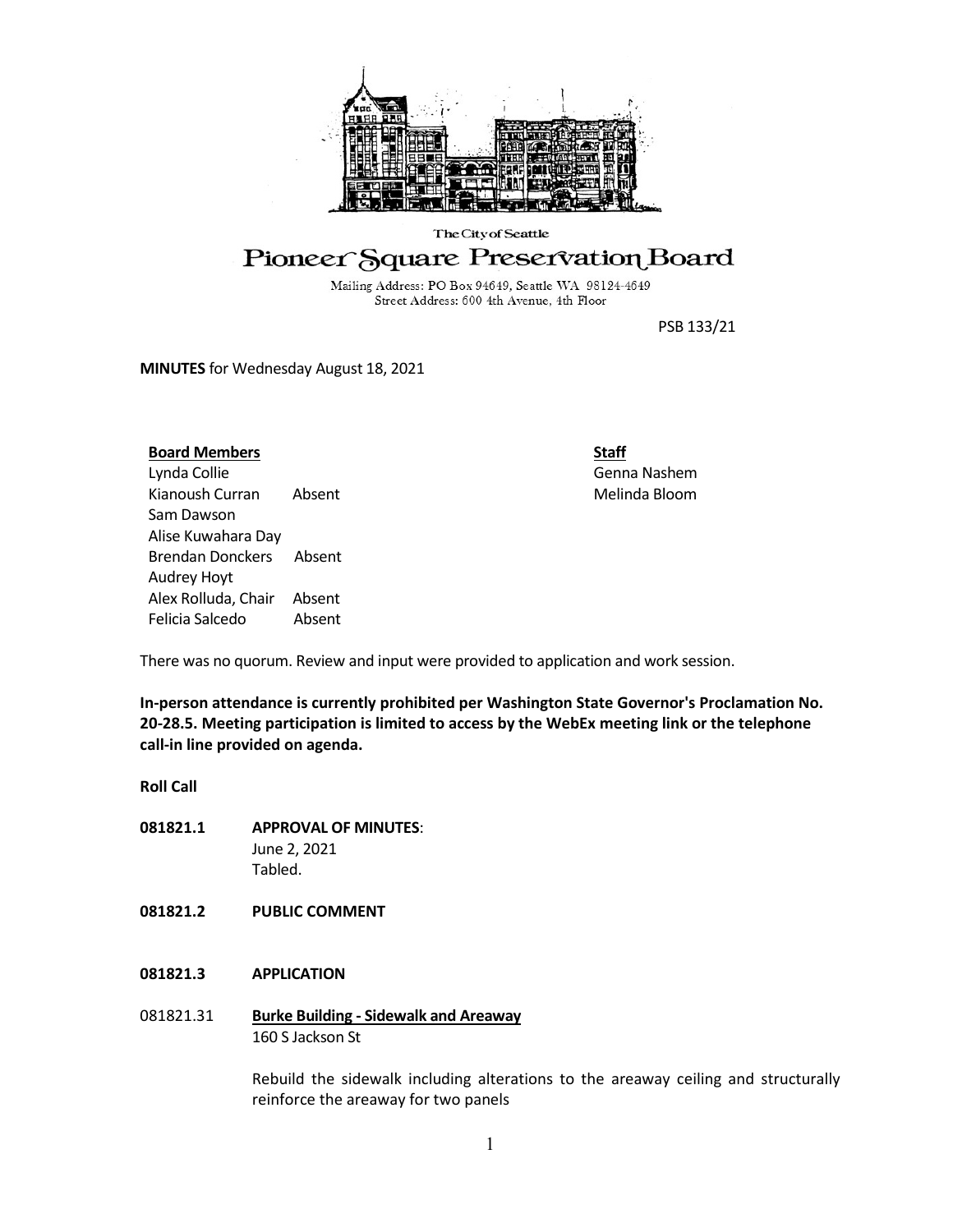The City of Seattle

# Pioneer Square Preservation Board

Mailing Address: PO Box 94649, Seattle WA 98124-4649
Street Address: 600 4th Avenue, 4th Floor

PSB 133/21

**MINUTES** for Wednesday August 18, 2021

| **Board Members** | | **Staff** |
|---|---|---|
| Lynda Collie | | Genna Nashem |
| Kianoush Curran | Absent | Melinda Bloom |
| Sam Dawson | | |
| Alise Kuwahara Day | | |
| Brendan Donckers | Absent | |
| Audrey Hoyt | | |
| Alex Rolluda, Chair | Absent | |
| Felicia Salcedo | Absent | |

There was no quorum. Review and input were provided to application and work session.

**In-person attendance is currently prohibited per Washington State Governor's Proclamation No. 20-28.5. Meeting participation is limited to access by the WebEx meeting link or the telephone call-in line provided on agenda.**

**Roll Call**

**081821.1 APPROVAL OF MINUTES**:
June 2, 2021
Tabled.

**081821.2 PUBLIC COMMENT**

**081821.3 APPLICATION**

081821.31 **Burke Building - Sidewalk and Areaway**
160 S Jackson St

Rebuild the sidewalk including alterations to the areaway ceiling and structurally reinforce the areaway for two panels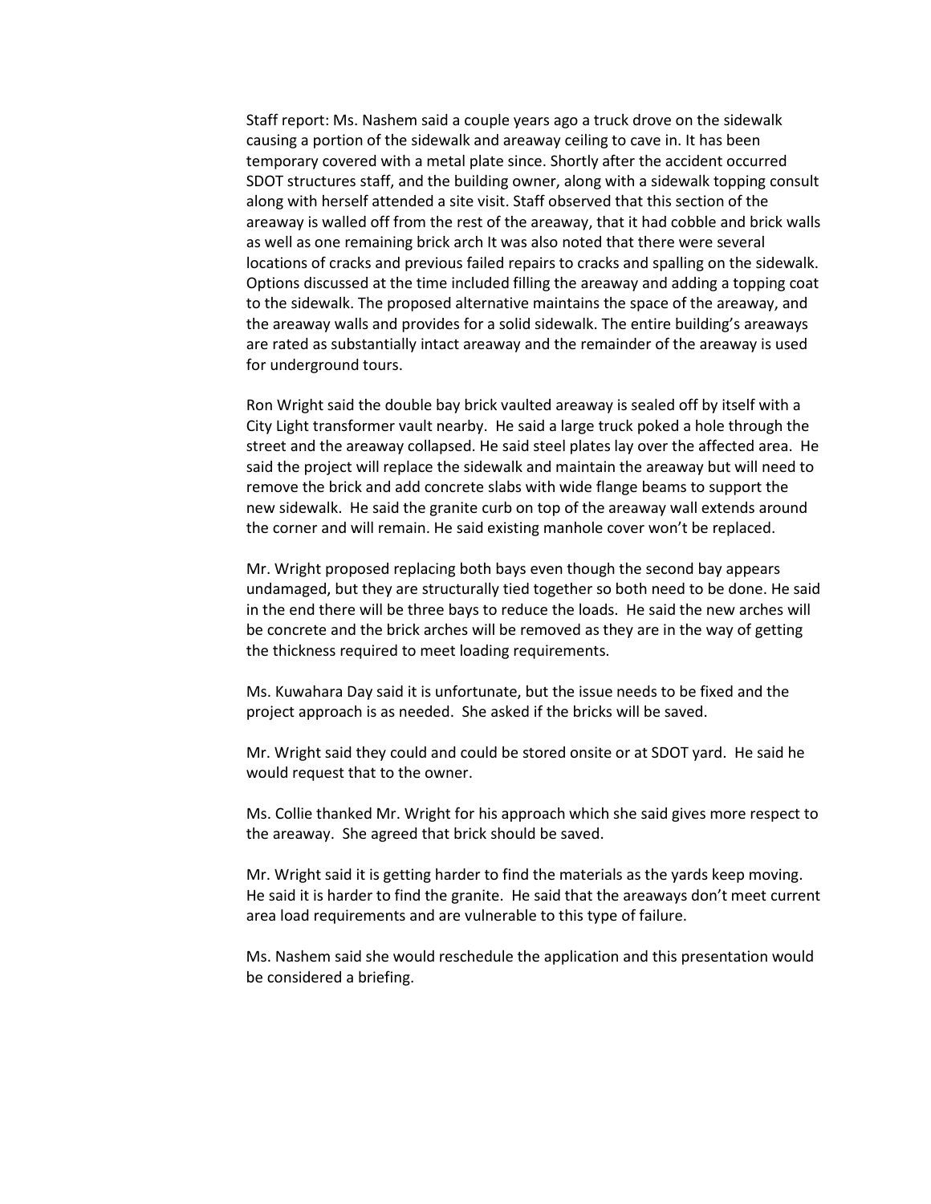Staff report: Ms. Nashem said a couple years ago a truck drove on the sidewalk causing a portion of the sidewalk and areaway ceiling to cave in. It has been temporary covered with a metal plate since. Shortly after the accident occurred SDOT structures staff, and the building owner, along with a sidewalk topping consult along with herself attended a site visit. Staff observed that this section of the areaway is walled off from the rest of the areaway, that it had cobble and brick walls as well as one remaining brick arch It was also noted that there were several locations of cracks and previous failed repairs to cracks and spalling on the sidewalk. Options discussed at the time included filling the areaway and adding a topping coat to the sidewalk. The proposed alternative maintains the space of the areaway, and the areaway walls and provides for a solid sidewalk. The entire building's areaways are rated as substantially intact areaway and the remainder of the areaway is used for underground tours.

Ron Wright said the double bay brick vaulted areaway is sealed off by itself with a City Light transformer vault nearby. He said a large truck poked a hole through the street and the areaway collapsed. He said steel plates lay over the affected area. He said the project will replace the sidewalk and maintain the areaway but will need to remove the brick and add concrete slabs with wide flange beams to support the new sidewalk. He said the granite curb on top of the areaway wall extends around the corner and will remain. He said existing manhole cover won't be replaced.

Mr. Wright proposed replacing both bays even though the second bay appears undamaged, but they are structurally tied together so both need to be done. He said in the end there will be three bays to reduce the loads. He said the new arches will be concrete and the brick arches will be removed as they are in the way of getting the thickness required to meet loading requirements.

Ms. Kuwahara Day said it is unfortunate, but the issue needs to be fixed and the project approach is as needed. She asked if the bricks will be saved.

Mr. Wright said they could and could be stored onsite or at SDOT yard. He said he would request that to the owner.

Ms. Collie thanked Mr. Wright for his approach which she said gives more respect to the areaway. She agreed that brick should be saved.

Mr. Wright said it is getting harder to find the materials as the yards keep moving. He said it is harder to find the granite. He said that the areaways don't meet current area load requirements and are vulnerable to this type of failure.

Ms. Nashem said she would reschedule the application and this presentation would be considered a briefing.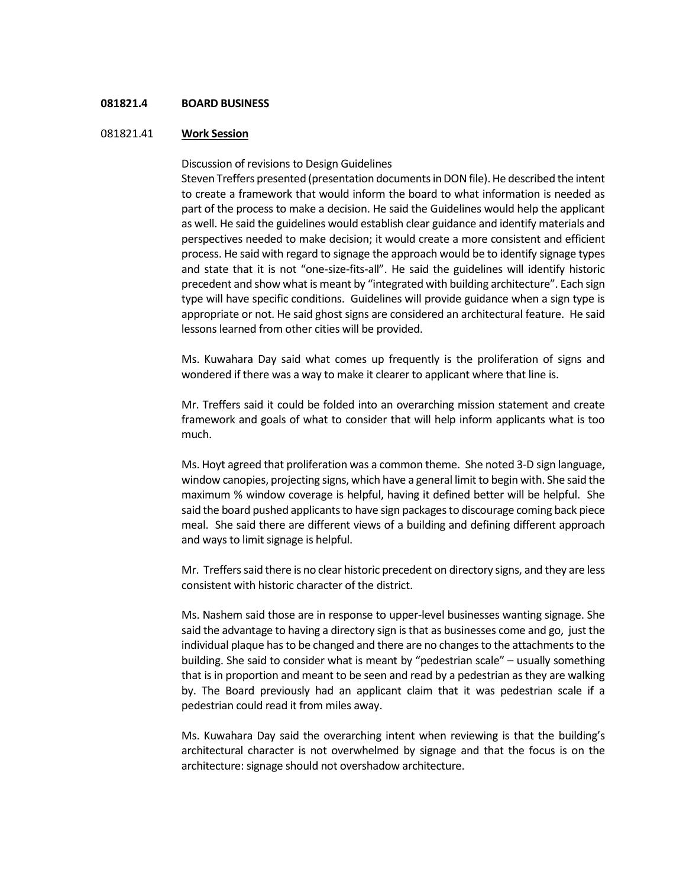**081821.4 BOARD BUSINESS**

081821.41 **Work Session**

Discussion of revisions to Design Guidelines

Steven Treffers presented (presentation documents in DON file). He described the intent to create a framework that would inform the board to what information is needed as part of the process to make a decision. He said the Guidelines would help the applicant as well. He said the guidelines would establish clear guidance and identify materials and perspectives needed to make decision; it would create a more consistent and efficient process. He said with regard to signage the approach would be to identify signage types and state that it is not "one-size-fits-all". He said the guidelines will identify historic precedent and show what is meant by "integrated with building architecture". Each sign type will have specific conditions. Guidelines will provide guidance when a sign type is appropriate or not. He said ghost signs are considered an architectural feature. He said lessons learned from other cities will be provided.

Ms. Kuwahara Day said what comes up frequently is the proliferation of signs and wondered if there was a way to make it clearer to applicant where that line is.

Mr. Treffers said it could be folded into an overarching mission statement and create framework and goals of what to consider that will help inform applicants what is too much.

Ms. Hoyt agreed that proliferation was a common theme. She noted 3-D sign language, window canopies, projecting signs, which have a general limit to begin with. She said the maximum % window coverage is helpful, having it defined better will be helpful. She said the board pushed applicants to have sign packages to discourage coming back piece meal. She said there are different views of a building and defining different approach and ways to limit signage is helpful.

Mr. Treffers said there is no clear historic precedent on directory signs, and they are less consistent with historic character of the district.

Ms. Nashem said those are in response to upper-level businesses wanting signage. She said the advantage to having a directory sign is that as businesses come and go, just the individual plaque has to be changed and there are no changes to the attachments to the building. She said to consider what is meant by "pedestrian scale" – usually something that is in proportion and meant to be seen and read by a pedestrian as they are walking by. The Board previously had an applicant claim that it was pedestrian scale if a pedestrian could read it from miles away.

Ms. Kuwahara Day said the overarching intent when reviewing is that the building's architectural character is not overwhelmed by signage and that the focus is on the architecture: signage should not overshadow architecture.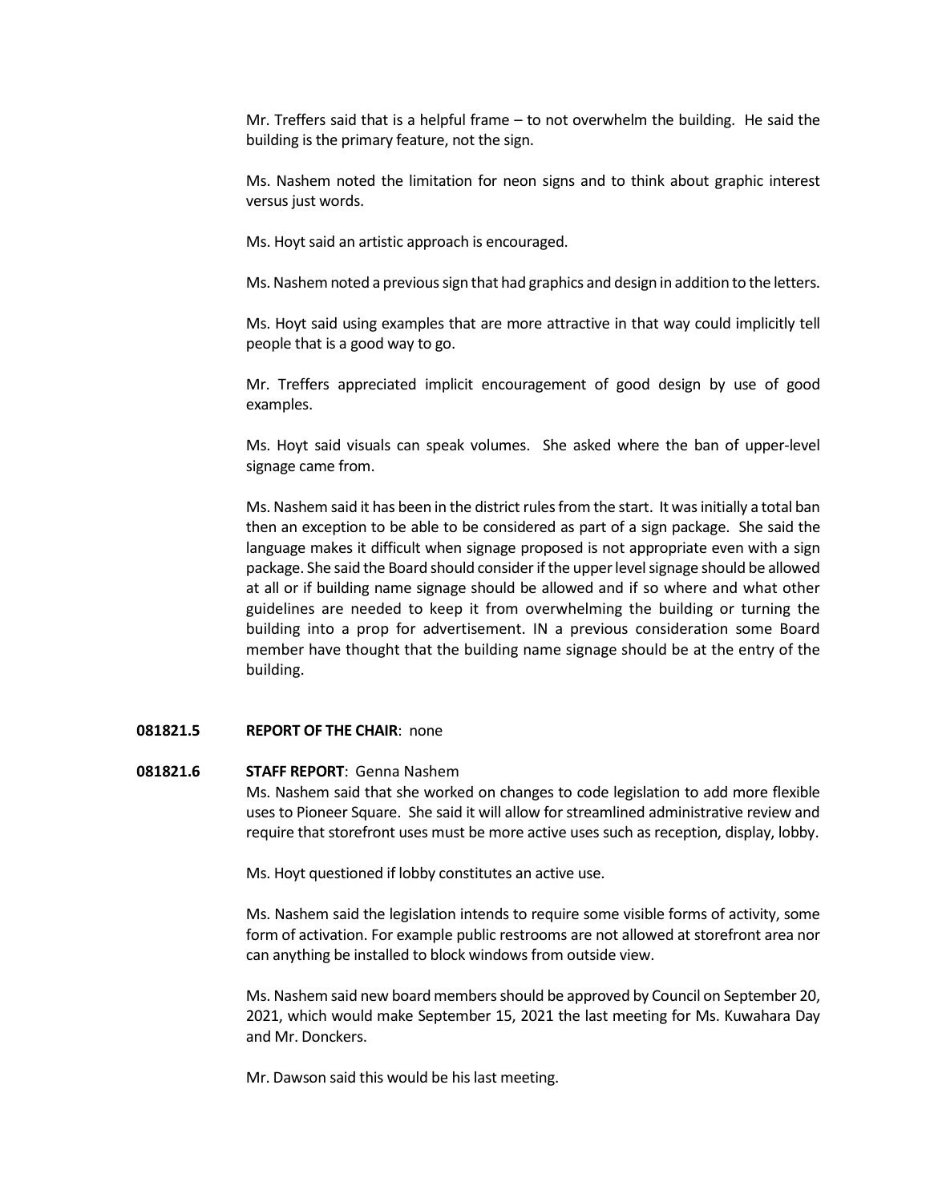Mr. Treffers said that is a helpful frame – to not overwhelm the building. He said the building is the primary feature, not the sign.

Ms. Nashem noted the limitation for neon signs and to think about graphic interest versus just words.

Ms. Hoyt said an artistic approach is encouraged.

Ms. Nashem noted a previous sign that had graphics and design in addition to the letters.

Ms. Hoyt said using examples that are more attractive in that way could implicitly tell people that is a good way to go.

Mr. Treffers appreciated implicit encouragement of good design by use of good examples.

Ms. Hoyt said visuals can speak volumes. She asked where the ban of upper-level signage came from.

Ms. Nashem said it has been in the district rules from the start. It was initially a total ban then an exception to be able to be considered as part of a sign package. She said the language makes it difficult when signage proposed is not appropriate even with a sign package. She said the Board should consider if the upper level signage should be allowed at all or if building name signage should be allowed and if so where and what other guidelines are needed to keep it from overwhelming the building or turning the building into a prop for advertisement. IN a previous consideration some Board member have thought that the building name signage should be at the entry of the building.

**081821.5 REPORT OF THE CHAIR**: none

**081821.6 STAFF REPORT**: Genna Nashem

Ms. Nashem said that she worked on changes to code legislation to add more flexible uses to Pioneer Square. She said it will allow for streamlined administrative review and require that storefront uses must be more active uses such as reception, display, lobby.

Ms. Hoyt questioned if lobby constitutes an active use.

Ms. Nashem said the legislation intends to require some visible forms of activity, some form of activation. For example public restrooms are not allowed at storefront area nor can anything be installed to block windows from outside view.

Ms. Nashem said new board members should be approved by Council on September 20, 2021, which would make September 15, 2021 the last meeting for Ms. Kuwahara Day and Mr. Donckers.

Mr. Dawson said this would be his last meeting.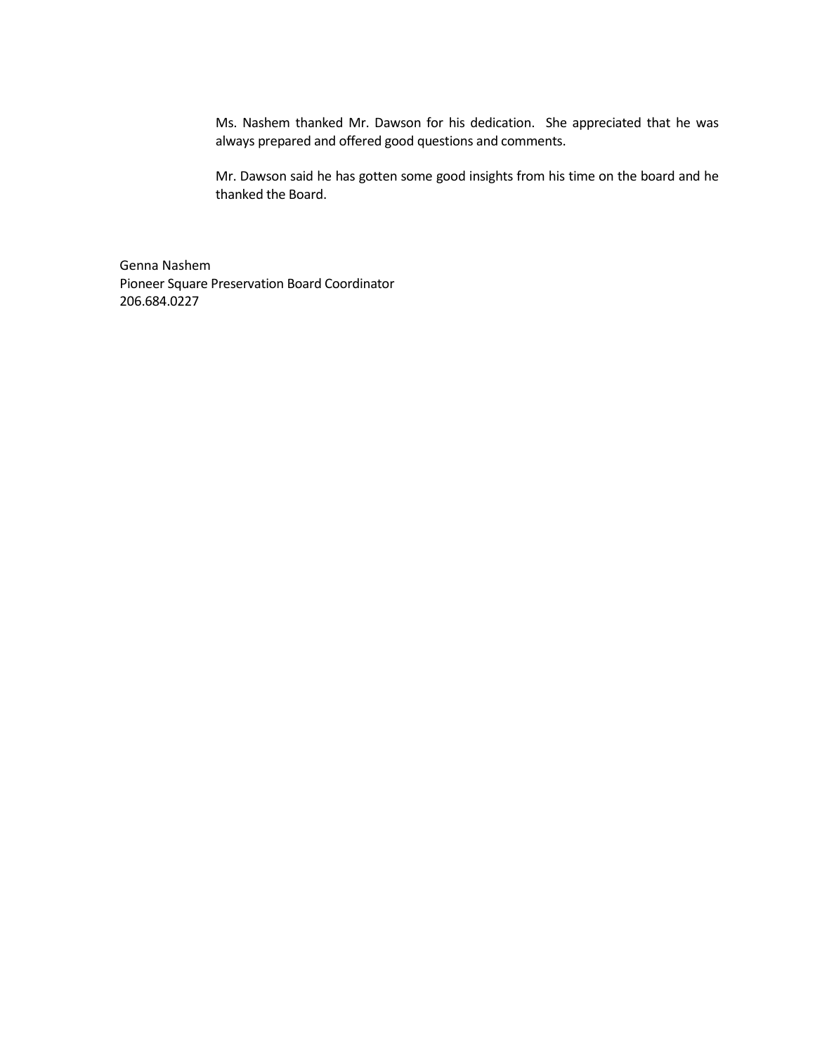Ms. Nashem thanked Mr. Dawson for his dedication. She appreciated that he was always prepared and offered good questions and comments.

Mr. Dawson said he has gotten some good insights from his time on the board and he thanked the Board.

Genna Nashem
Pioneer Square Preservation Board Coordinator
206.684.0227